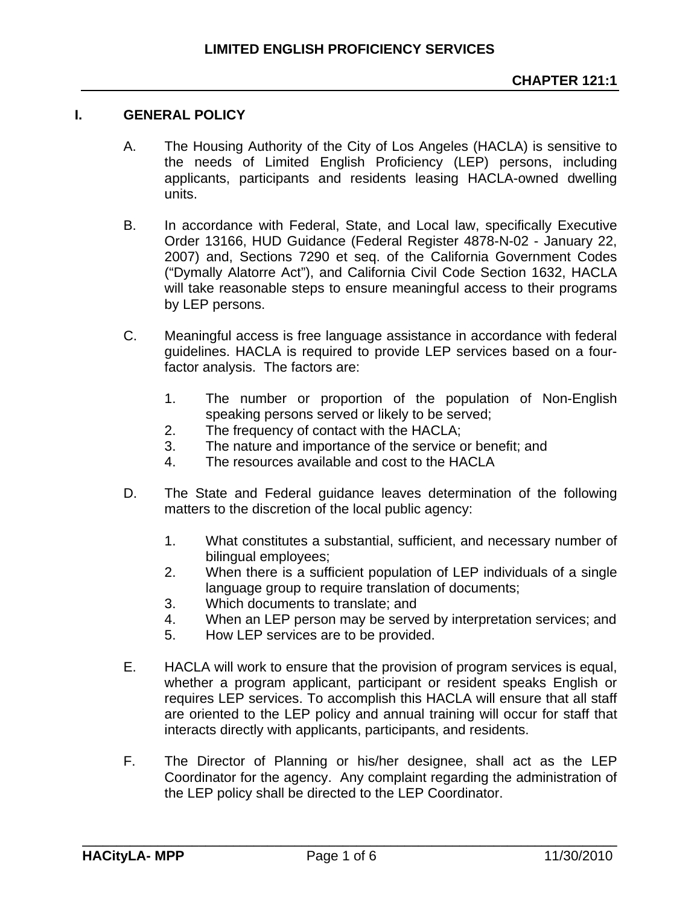# LIMITED ENGLISH PROFICIENCY SERVICES

**CHAPTER 121:1**

## I. GENERAL POLICY

A. The Housing Authority of the City of Los Angeles (HACLA) is sensitive to the needs of Limited English Proficiency (LEP) persons, including applicants, participants and residents leasing HACLA-owned dwelling units.

B. In accordance with Federal, State, and Local law, specifically Executive Order 13166, HUD Guidance (Federal Register 4878-N-02 - January 22, 2007) and, Sections 7290 et seq. of the California Government Codes ("Dymally Alatorre Act"), and California Civil Code Section 1632, HACLA will take reasonable steps to ensure meaningful access to their programs by LEP persons.

C. Meaningful access is free language assistance in accordance with federal guidelines. HACLA is required to provide LEP services based on a four-factor analysis. The factors are:

   1. The number or proportion of the population of Non-English speaking persons served or likely to be served;
   2. The frequency of contact with the HACLA;
   3. The nature and importance of the service or benefit; and
   4. The resources available and cost to the HACLA

D. The State and Federal guidance leaves determination of the following matters to the discretion of the local public agency:

   1. What constitutes a substantial, sufficient, and necessary number of bilingual employees;
   2. When there is a sufficient population of LEP individuals of a single language group to require translation of documents;
   3. Which documents to translate; and
   4. When an LEP person may be served by interpretation services; and
   5. How LEP services are to be provided.

E. HACLA will work to ensure that the provision of program services is equal, whether a program applicant, participant or resident speaks English or requires LEP services. To accomplish this HACLA will ensure that all staff are oriented to the LEP policy and annual training will occur for staff that interacts directly with applicants, participants, and residents.

F. The Director of Planning or his/her designee, shall act as the LEP Coordinator for the agency. Any complaint regarding the administration of the LEP policy shall be directed to the LEP Coordinator.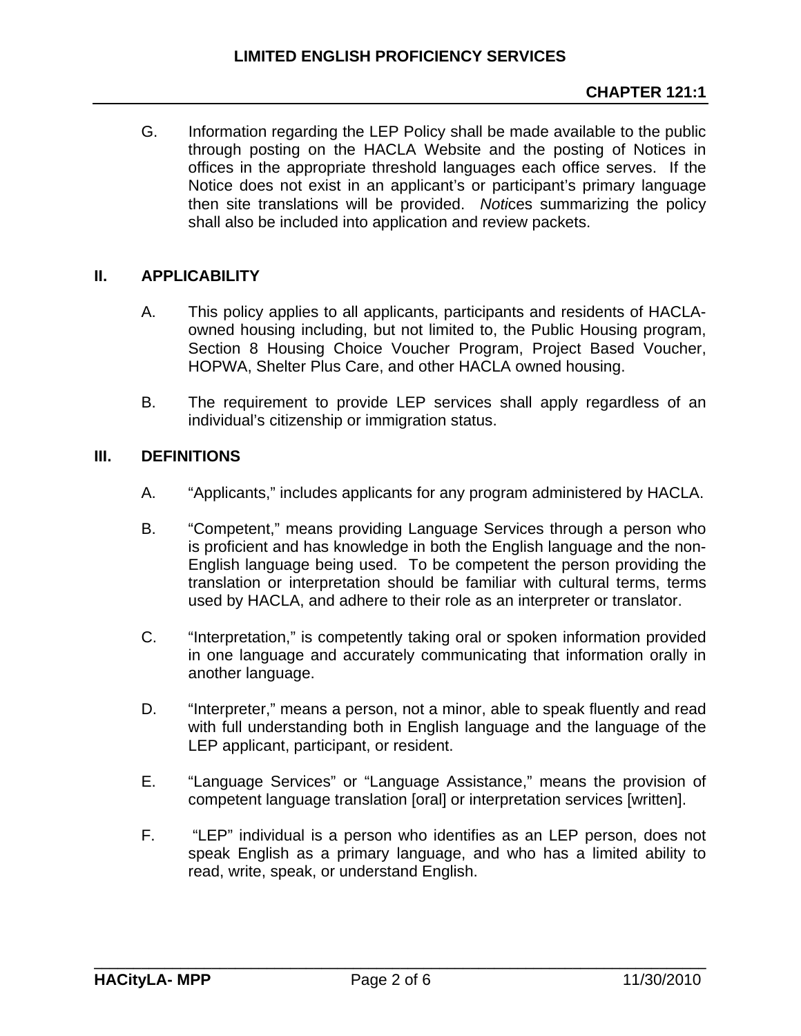G. Information regarding the LEP Policy shall be made available to the public through posting on the HACLA Website and the posting of Notices in offices in the appropriate threshold languages each office serves. If the Notice does not exist in an applicant's or participant's primary language then site translations will be provided. *Noti*ces summarizing the policy shall also be included into application and review packets.

## II. APPLICABILITY

A. This policy applies to all applicants, participants and residents of HACLA-owned housing including, but not limited to, the Public Housing program, Section 8 Housing Choice Voucher Program, Project Based Voucher, HOPWA, Shelter Plus Care, and other HACLA owned housing.

B. The requirement to provide LEP services shall apply regardless of an individual's citizenship or immigration status.

## III. DEFINITIONS

A. "Applicants," includes applicants for any program administered by HACLA.

B. "Competent," means providing Language Services through a person who is proficient and has knowledge in both the English language and the non-English language being used. To be competent the person providing the translation or interpretation should be familiar with cultural terms, terms used by HACLA, and adhere to their role as an interpreter or translator.

C. "Interpretation," is competently taking oral or spoken information provided in one language and accurately communicating that information orally in another language.

D. "Interpreter," means a person, not a minor, able to speak fluently and read with full understanding both in English language and the language of the LEP applicant, participant, or resident.

E. "Language Services" or "Language Assistance," means the provision of competent language translation [oral] or interpretation services [written].

F. "LEP" individual is a person who identifies as an LEP person, does not speak English as a primary language, and who has a limited ability to read, write, speak, or understand English.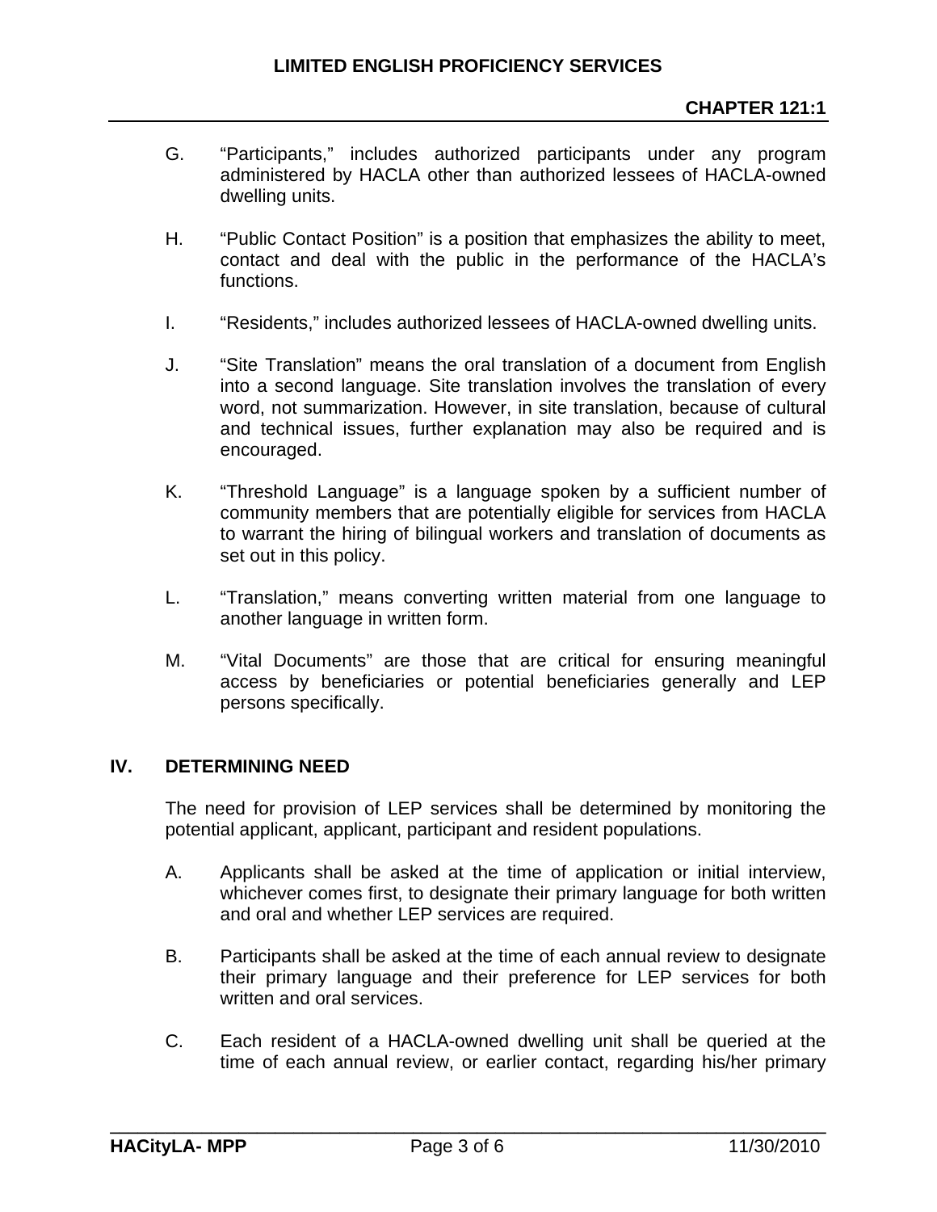G. "Participants," includes authorized participants under any program administered by HACLA other than authorized lessees of HACLA-owned dwelling units.

H. "Public Contact Position" is a position that emphasizes the ability to meet, contact and deal with the public in the performance of the HACLA's functions.

I. "Residents," includes authorized lessees of HACLA-owned dwelling units.

J. "Site Translation" means the oral translation of a document from English into a second language. Site translation involves the translation of every word, not summarization. However, in site translation, because of cultural and technical issues, further explanation may also be required and is encouraged.

K. "Threshold Language" is a language spoken by a sufficient number of community members that are potentially eligible for services from HACLA to warrant the hiring of bilingual workers and translation of documents as set out in this policy.

L. "Translation," means converting written material from one language to another language in written form.

M. "Vital Documents" are those that are critical for ensuring meaningful access by beneficiaries or potential beneficiaries generally and LEP persons specifically.

## IV. DETERMINING NEED

The need for provision of LEP services shall be determined by monitoring the potential applicant, applicant, participant and resident populations.

A. Applicants shall be asked at the time of application or initial interview, whichever comes first, to designate their primary language for both written and oral and whether LEP services are required.

B. Participants shall be asked at the time of each annual review to designate their primary language and their preference for LEP services for both written and oral services.

C. Each resident of a HACLA-owned dwelling unit shall be queried at the time of each annual review, or earlier contact, regarding his/her primary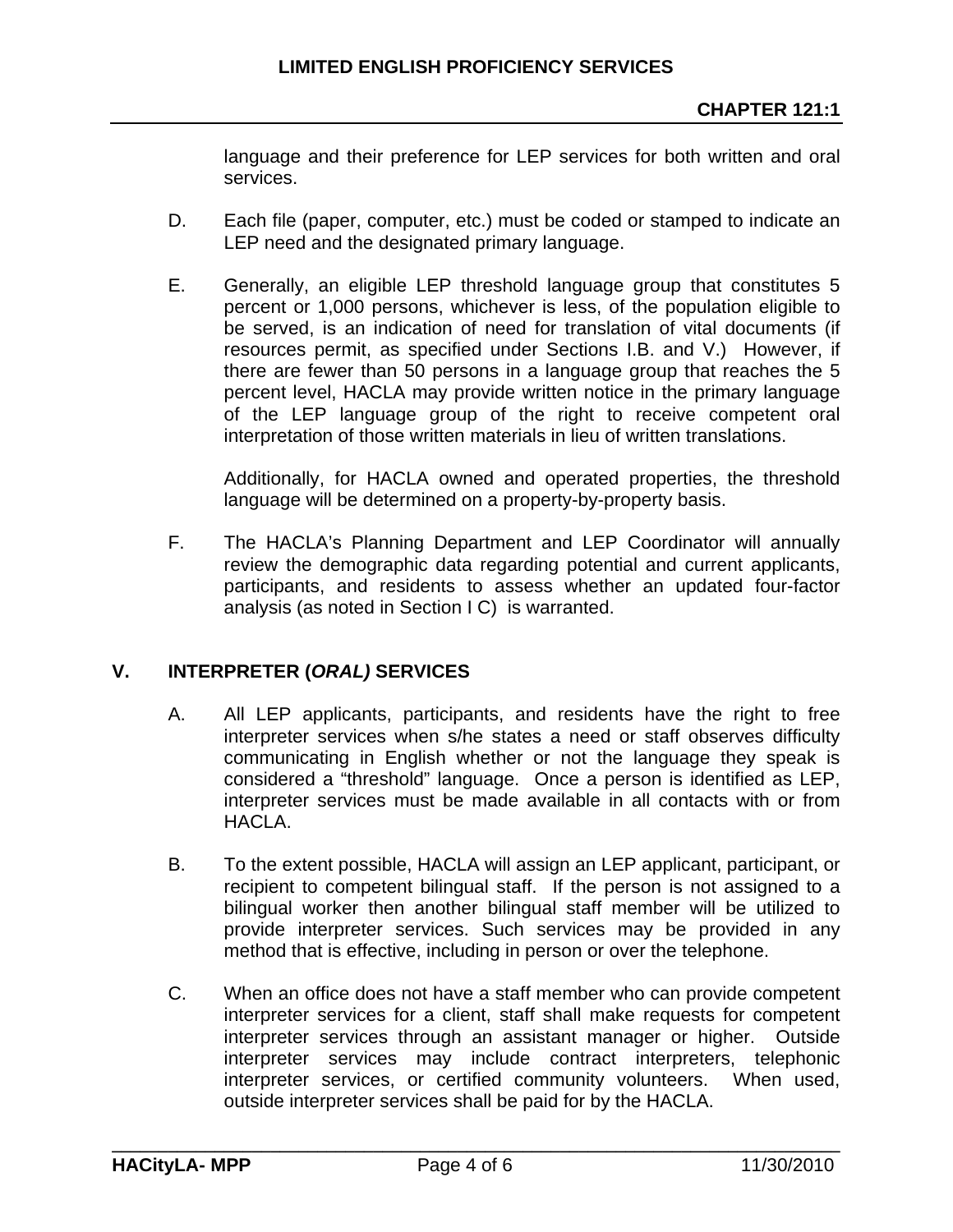language and their preference for LEP services for both written and oral services.

D. Each file (paper, computer, etc.) must be coded or stamped to indicate an LEP need and the designated primary language.

E. Generally, an eligible LEP threshold language group that constitutes 5 percent or 1,000 persons, whichever is less, of the population eligible to be served, is an indication of need for translation of vital documents (if resources permit, as specified under Sections I.B. and V.) However, if there are fewer than 50 persons in a language group that reaches the 5 percent level, HACLA may provide written notice in the primary language of the LEP language group of the right to receive competent oral interpretation of those written materials in lieu of written translations.

   Additionally, for HACLA owned and operated properties, the threshold language will be determined on a property-by-property basis.

F. The HACLA's Planning Department and LEP Coordinator will annually review the demographic data regarding potential and current applicants, participants, and residents to assess whether an updated four-factor analysis (as noted in Section I C) is warranted.

## V. INTERPRETER (*ORAL)* SERVICES

A. All LEP applicants, participants, and residents have the right to free interpreter services when s/he states a need or staff observes difficulty communicating in English whether or not the language they speak is considered a "threshold" language. Once a person is identified as LEP, interpreter services must be made available in all contacts with or from HACLA.

B. To the extent possible, HACLA will assign an LEP applicant, participant, or recipient to competent bilingual staff. If the person is not assigned to a bilingual worker then another bilingual staff member will be utilized to provide interpreter services. Such services may be provided in any method that is effective, including in person or over the telephone.

C. When an office does not have a staff member who can provide competent interpreter services for a client, staff shall make requests for competent interpreter services through an assistant manager or higher. Outside interpreter services may include contract interpreters, telephonic interpreter services, or certified community volunteers. When used, outside interpreter services shall be paid for by the HACLA.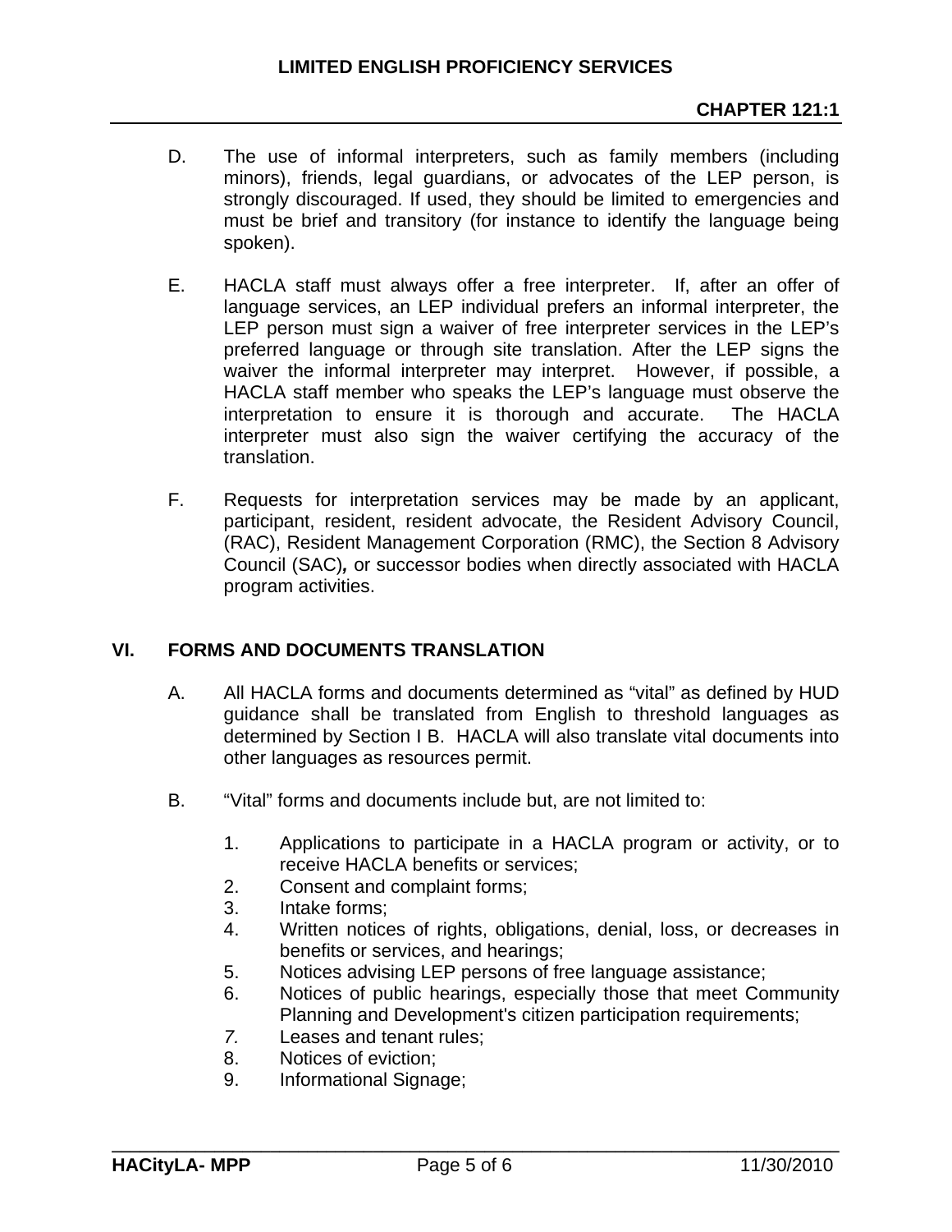D. The use of informal interpreters, such as family members (including minors), friends, legal guardians, or advocates of the LEP person, is strongly discouraged. If used, they should be limited to emergencies and must be brief and transitory (for instance to identify the language being spoken).

E. HACLA staff must always offer a free interpreter. If, after an offer of language services, an LEP individual prefers an informal interpreter, the LEP person must sign a waiver of free interpreter services in the LEP's preferred language or through site translation. After the LEP signs the waiver the informal interpreter may interpret. However, if possible, a HACLA staff member who speaks the LEP's language must observe the interpretation to ensure it is thorough and accurate. The HACLA interpreter must also sign the waiver certifying the accuracy of the translation.

F. Requests for interpretation services may be made by an applicant, participant, resident, resident advocate, the Resident Advisory Council, (RAC), Resident Management Corporation (RMC), the Section 8 Advisory Council (SAC)***,*** or successor bodies when directly associated with HACLA program activities.

## VI. FORMS AND DOCUMENTS TRANSLATION

A. All HACLA forms and documents determined as "vital" as defined by HUD guidance shall be translated from English to threshold languages as determined by Section I B. HACLA will also translate vital documents into other languages as resources permit.

B. "Vital" forms and documents include but, are not limited to:

1. Applications to participate in a HACLA program or activity, or to receive HACLA benefits or services;
2. Consent and complaint forms;
3. Intake forms;
4. Written notices of rights, obligations, denial, loss, or decreases in benefits or services, and hearings;
5. Notices advising LEP persons of free language assistance;
6. Notices of public hearings, especially those that meet Community Planning and Development's citizen participation requirements;
7. Leases and tenant rules;
8. Notices of eviction;
9. Informational Signage;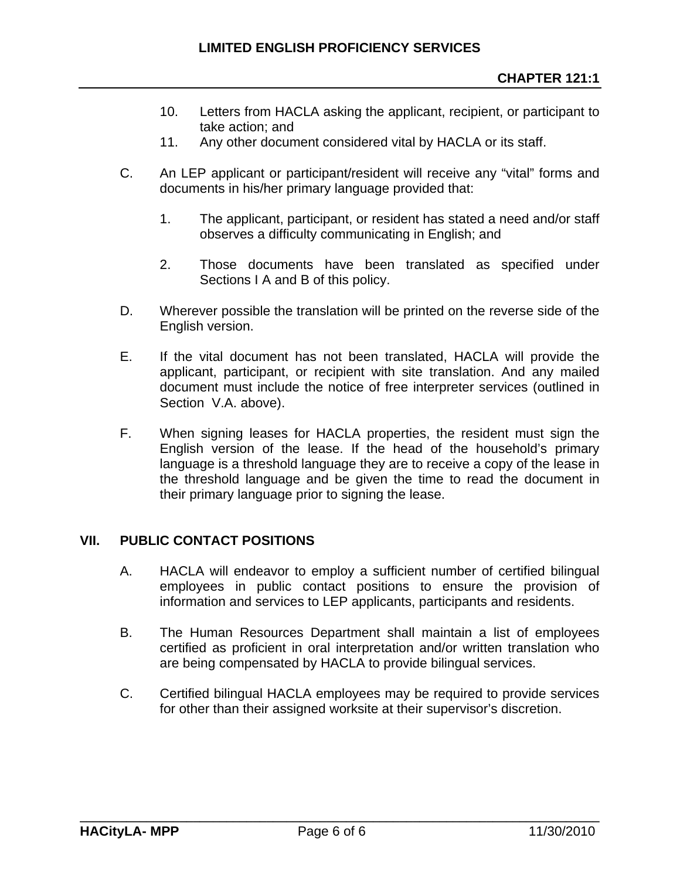10. Letters from HACLA asking the applicant, recipient, or participant to take action; and
11. Any other document considered vital by HACLA or its staff.

C. An LEP applicant or participant/resident will receive any "vital" forms and documents in his/her primary language provided that:

   1. The applicant, participant, or resident has stated a need and/or staff observes a difficulty communicating in English; and

   2. Those documents have been translated as specified under Sections I A and B of this policy.

D. Wherever possible the translation will be printed on the reverse side of the English version.

E. If the vital document has not been translated, HACLA will provide the applicant, participant, or recipient with site translation. And any mailed document must include the notice of free interpreter services (outlined in Section V.A. above).

F. When signing leases for HACLA properties, the resident must sign the English version of the lease. If the head of the household's primary language is a threshold language they are to receive a copy of the lease in the threshold language and be given the time to read the document in their primary language prior to signing the lease.

## VII. PUBLIC CONTACT POSITIONS

A. HACLA will endeavor to employ a sufficient number of certified bilingual employees in public contact positions to ensure the provision of information and services to LEP applicants, participants and residents.

B. The Human Resources Department shall maintain a list of employees certified as proficient in oral interpretation and/or written translation who are being compensated by HACLA to provide bilingual services.

C. Certified bilingual HACLA employees may be required to provide services for other than their assigned worksite at their supervisor's discretion.